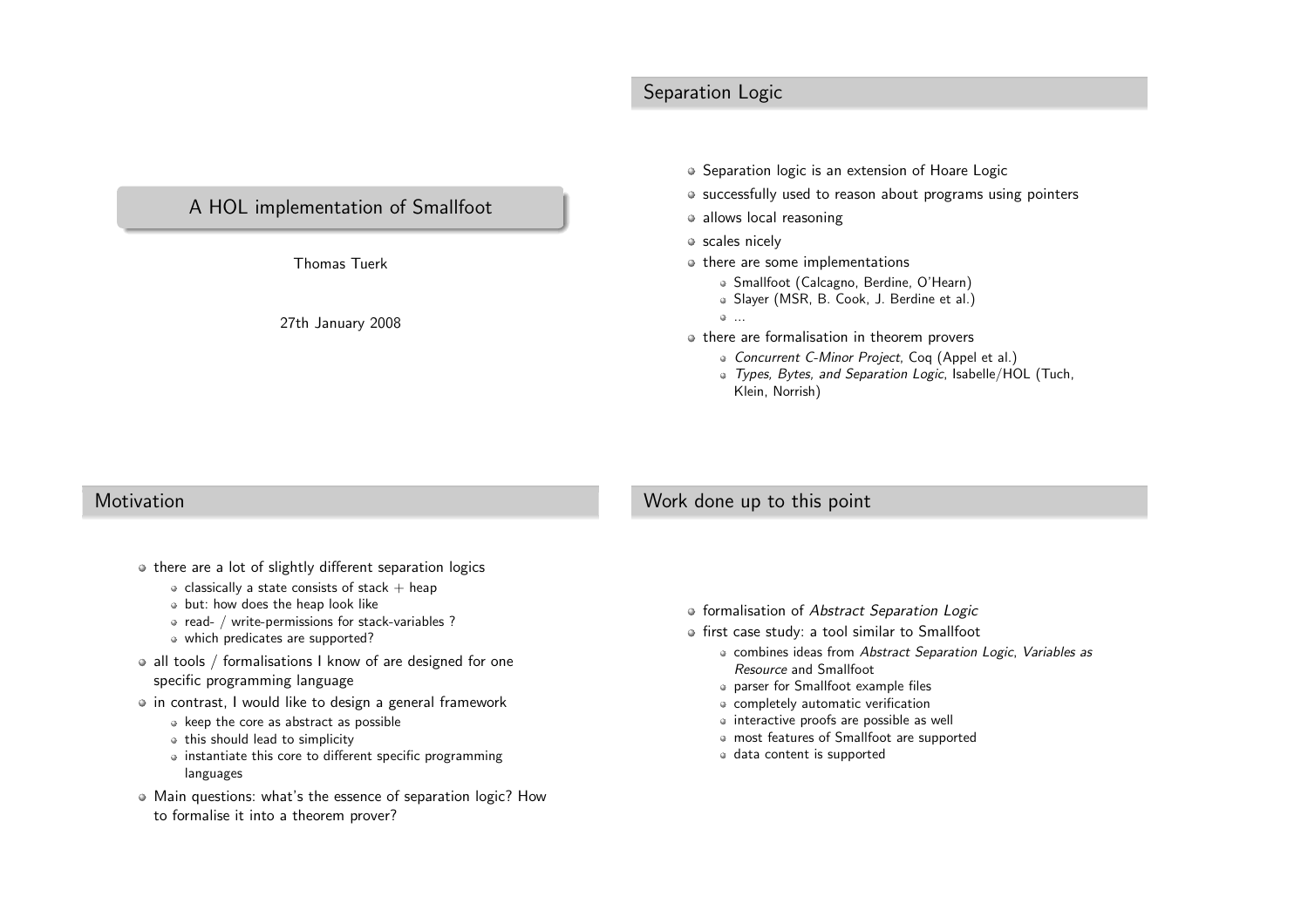# A HOL implementation of Smallfoot

Thomas Tuerk

27th January 2008

## Separation Logic

- Separation logic is an extension of Hoare Logic
- successfully used to reason about programs using pointers
- allows local reasoning
- scales nicely
- there are some implementations
  - Smallfoot (Calcagno, Berdine, O'Hearn)
  - Slayer (MSR, B. Cook, J. Berdine et al.)
  - ...
- there are formalisation in theorem provers
  - *Concurrent C-Minor Project*, Coq (Appel et al.)
  - *Types, Bytes, and Separation Logic*, Isabelle/HOL (Tuch, Klein, Norrish)

## Motivation

- there are a lot of slightly different separation logics
  - classically a state consists of stack + heap
  - but: how does the heap look like
  - read- / write-permissions for stack-variables ?
  - which predicates are supported?
- all tools / formalisations I know of are designed for one specific programming language
- in contrast, I would like to design a general framework
  - keep the core as abstract as possible
  - this should lead to simplicity
  - instantiate this core to different specific programming languages
- Main questions: what's the essence of separation logic? How to formalise it into a theorem prover?

## Work done up to this point

- formalisation of *Abstract Separation Logic*
- first case study: a tool similar to Smallfoot
  - combines ideas from *Abstract Separation Logic*, *Variables as Resource* and Smallfoot
  - parser for Smallfoot example files
  - completely automatic verification
  - interactive proofs are possible as well
  - most features of Smallfoot are supported
  - data content is supported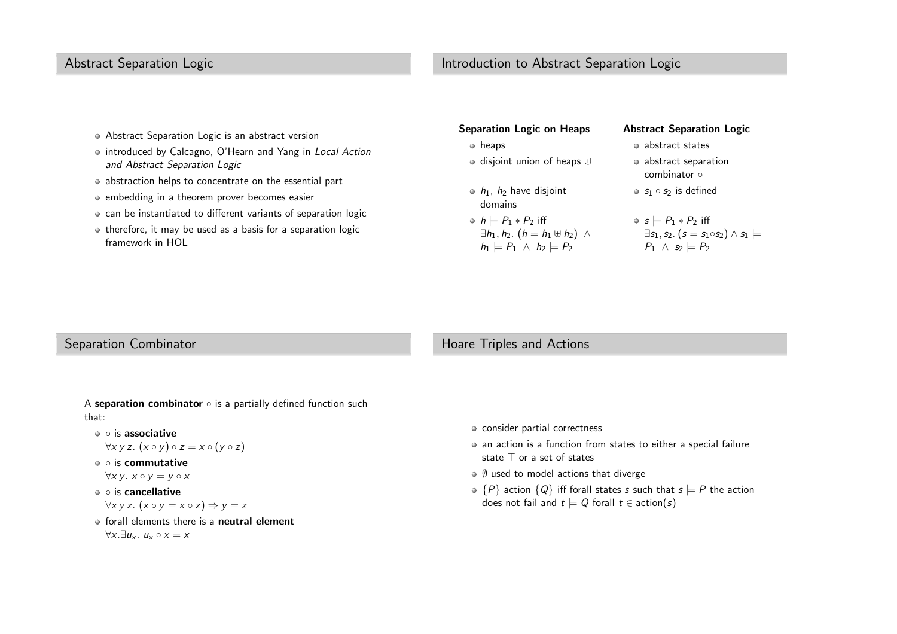## Abstract Separation Logic

- Abstract Separation Logic is an abstract version
- introduced by Calcagno, O'Hearn and Yang in *Local Action and Abstract Separation Logic*
- abstraction helps to concentrate on the essential part
- embedding in a theorem prover becomes easier
- can be instantiated to different variants of separation logic
- therefore, it may be used as a basis for a separation logic framework in HOL

## Introduction to Abstract Separation Logic

**Separation Logic on Heaps**

- heaps
- disjoint union of heaps $\uplus$
- $h_1$, $h_2$ have disjoint domains
- $h \models P_1 * P_2$ iff $\exists h_1, h_2.\ (h = h_1 \uplus h_2)\ \wedge\ h_1 \models P_1\ \wedge\ h_2 \models P_2$

**Abstract Separation Logic**

- abstract states
- abstract separation combinator $\circ$
- $s_1 \circ s_2$ is defined
- $s \models P_1 * P_2$ iff $\exists s_1, s_2.\ (s = s_1 \circ s_2) \wedge s_1 \models P_1\ \wedge\ s_2 \models P_2$

## Separation Combinator

A **separation combinator** $\circ$ is a partially defined function such that:

- $\circ$ is **associative**
  $\forall x\, y\, z.\ (x \circ y) \circ z = x \circ (y \circ z)$
- $\circ$ is **commutative**
  $\forall x\, y.\ x \circ y = y \circ x$
- $\circ$ is **cancellative**
  $\forall x\, y\, z.\ (x \circ y = x \circ z) \Rightarrow y = z$
- forall elements there is a **neutral element**
  $\forall x. \exists u_x.\ u_x \circ x = x$

## Hoare Triples and Actions

- consider partial correctness
- an action is a function from states to either a special failure state $\top$ or a set of states
- $\emptyset$ used to model actions that diverge
- $\{P\}$ action $\{Q\}$ iff forall states $s$ such that $s \models P$ the action does not fail and $t \models Q$ forall $t \in \text{action}(s)$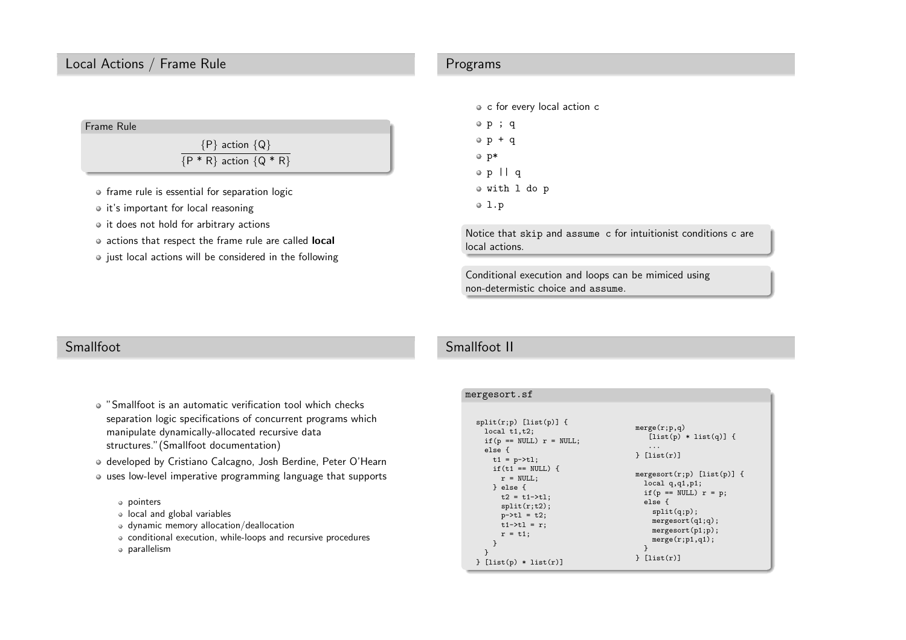## Local Actions / Frame Rule

**Frame Rule**

$$\frac{\{P\}\ \text{action}\ \{Q\}}{\{P * R\}\ \text{action}\ \{Q * R\}}$$

- frame rule is essential for separation logic
- it's important for local reasoning
- it does not hold for arbitrary actions
- actions that respect the frame rule are called **local**
- just local actions will be considered in the following

## Programs

- c for every local action c
- `p ; q`
- `p + q`
- `p*`
- `p || q`
- `with l do p`
- `l.p`

Notice that `skip` and `assume c` for intuitionist conditions c are local actions.

Conditional execution and loops can be mimiced using non-determistic choice and `assume`.

## Smallfoot

- "Smallfoot is an automatic verification tool which checks separation logic specifications of concurrent programs which manipulate dynamically-allocated recursive data structures."(Smallfoot documentation)
- developed by Cristiano Calcagno, Josh Berdine, Peter O'Hearn
- uses low-level imperative programming language that supports
  - pointers
  - local and global variables
  - dynamic memory allocation/deallocation
  - conditional execution, while-loops and recursive procedures
  - parallelism

## Smallfoot II

mergesort.sf

```
split(r;p) [list(p)] {
  local t1,t2;
  if(p == NULL) r = NULL;
  else {
    t1 = p->tl;
    if(t1 == NULL) {
      r = NULL;
    } else {
      t2 = t1->tl;
      split(r;t2);
      p->tl = t2;
      t1->tl = r;
      r = t1;
    }
  }
} [list(p) * list(r)]

merge(r;p,q)
    [list(p) * list(q)] {
    ...
} [list(r)]

mergesort(r;p) [list(p)] {
  local q,q1,p1;
  if(p == NULL) r = p;
  else {
    split(q;p);
    mergesort(q1;q);
    mergesort(p1;p);
    merge(r;p1,q1);
  }
} [list(r)]
```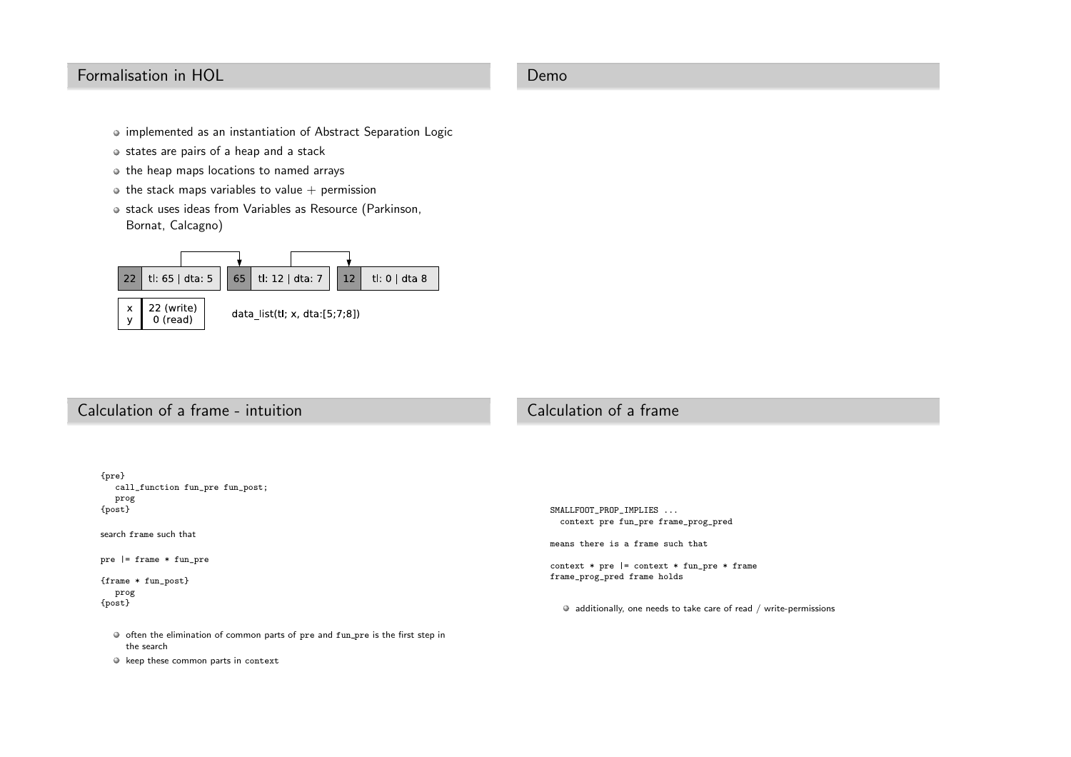## Formalisation in HOL

- implemented as an instantiation of Abstract Separation Logic
- states are pairs of a heap and a stack
- the heap maps locations to named arrays
- the stack maps variables to value + permission
- stack uses ideas from Variables as Resource (Parkinson, Bornat, Calcagno)

| 22 | tl: 65 \| dta: 5 | 65 | tl: 12 \| dta: 7 | 12 | tl: 0 \| dta 8 |
|---|---|---|---|---|---|

| | |
|---|---|
| x | 22 (write) |
| y | 0 (read) |

data_list(tl; x, dta:[5;7;8])

## Demo

## Calculation of a frame - intuition

```
{pre}
   call_function fun_pre fun_post;
   prog
{post}

search frame such that

pre |= frame * fun_pre

{frame * fun_post}
   prog
{post}
```

- often the elimination of common parts of pre and fun_pre is the first step in the search
- keep these common parts in context

## Calculation of a frame

```
SMALLFOOT_PROP_IMPLIES ...
  context pre fun_pre frame_prog_pred

means there is a frame such that

context * pre |= context * fun_pre * frame
frame_prog_pred frame holds
```

- additionally, one needs to take care of read / write-permissions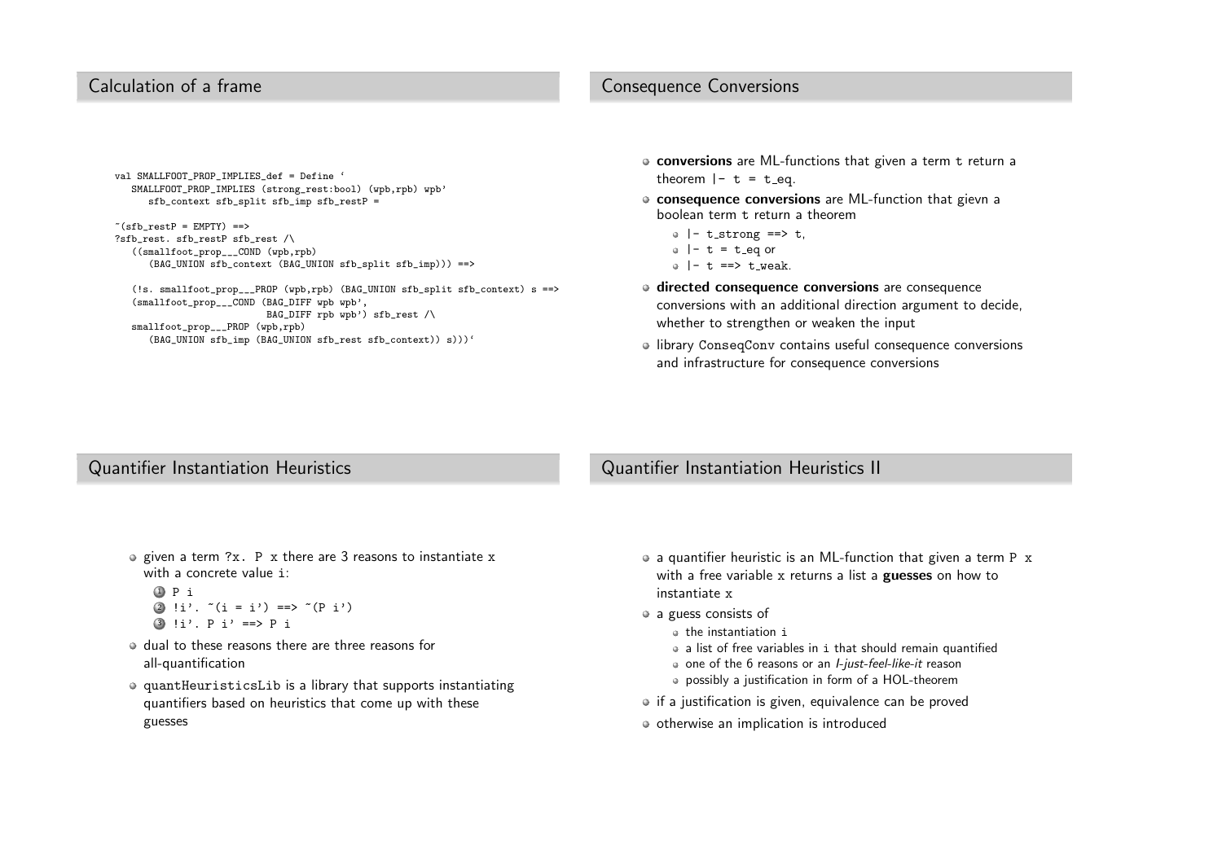## Calculation of a frame

```
val SMALLFOOT_PROP_IMPLIES_def = Define `
   SMALLFOOT_PROP_IMPLIES (strong_rest:bool) (wpb,rpb) wpb'
      sfb_context sfb_split sfb_imp sfb_restP =

~(sfb_restP = EMPTY) ==>
?sfb_rest. sfb_restP sfb_rest /\
   ((smallfoot_prop___COND (wpb,rpb)
      (BAG_UNION sfb_context (BAG_UNION sfb_split sfb_imp))) ==>

   (!s. smallfoot_prop___PROP (wpb,rpb) (BAG_UNION sfb_split sfb_context) s ==>
   (smallfoot_prop___COND (BAG_DIFF wpb wpb',
                           BAG_DIFF rpb wpb') sfb_rest /\
   smallfoot_prop___PROP (wpb,rpb)
      (BAG_UNION sfb_imp (BAG_UNION sfb_rest sfb_context)) s)))`
```

## Consequence Conversions

- **conversions** are ML-functions that given a term `t` return a theorem `|- t = t_eq`.
- **consequence conversions** are ML-function that gievn a boolean term `t` return a theorem
  - `|- t_strong ==> t`,
  - `|- t = t_eq` or
  - `|- t ==> t_weak`.
- **directed consequence conversions** are consequence conversions with an additional direction argument to decide, whether to strengthen or weaken the input
- library `ConseqConv` contains useful consequence conversions and infrastructure for consequence conversions

## Quantifier Instantiation Heuristics

- given a term `?x. P x` there are 3 reasons to instantiate `x` with a concrete value `i`:
  1. `P i`
  2. `!i'. ~(i = i') ==> ~(P i')`
  3. `!i'. P i' ==> P i`
- dual to these reasons there are three reasons for all-quantification
- `quantHeuristicsLib` is a library that supports instantiating quantifiers based on heuristics that come up with these guesses

## Quantifier Instantiation Heuristics II

- a quantifier heuristic is an ML-function that given a term `P x` with a free variable `x` returns a list a **guesses** on how to instantiate `x`
- a guess consists of
  - the instantiation `i`
  - a list of free variables in `i` that should remain quantified
  - one of the 6 reasons or an *I-just-feel-like-it* reason
  - possibly a justification in form of a HOL-theorem
- if a justification is given, equivalence can be proved
- otherwise an implication is introduced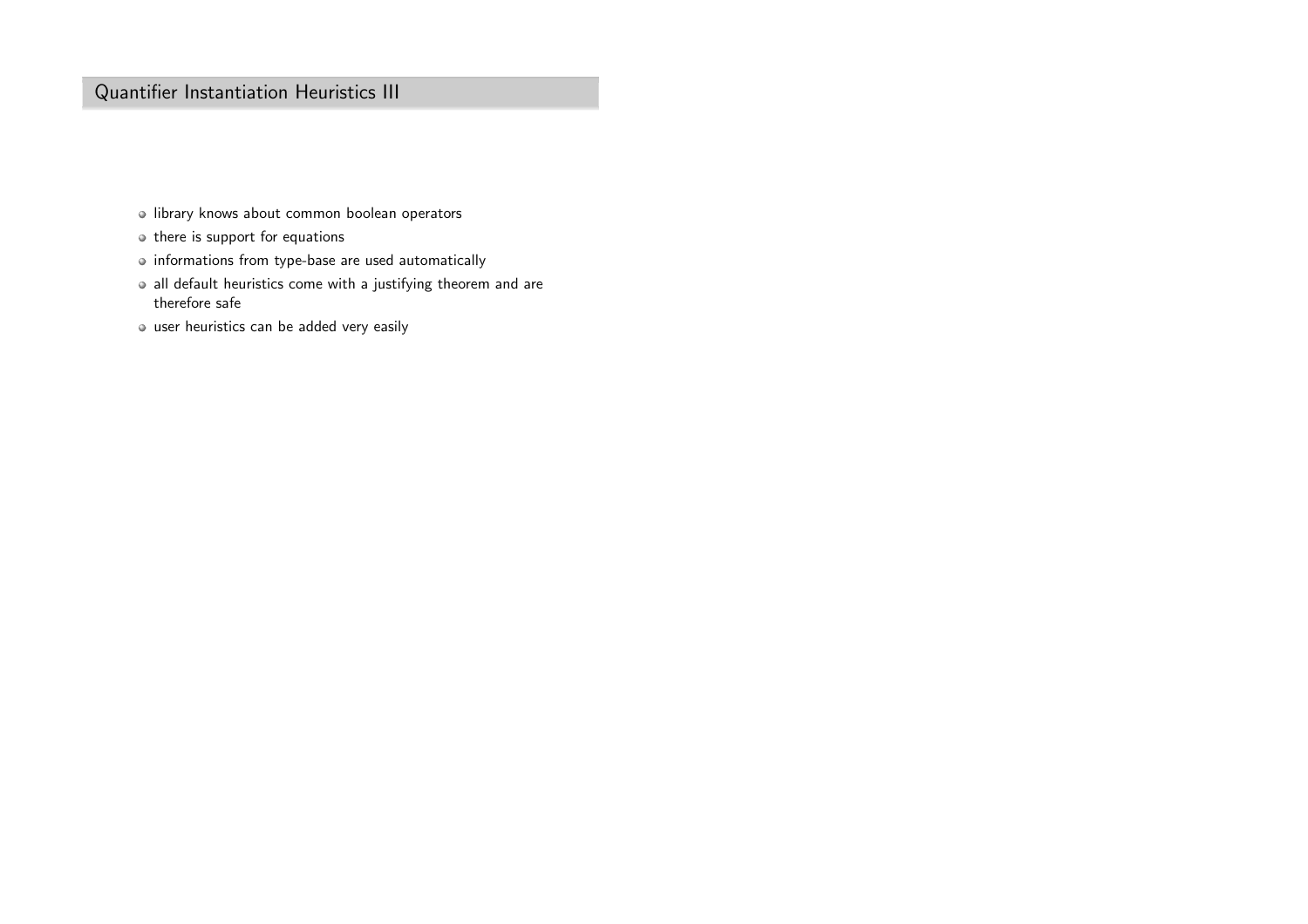## Quantifier Instantiation Heuristics III

- library knows about common boolean operators
- there is support for equations
- informations from type-base are used automatically
- all default heuristics come with a justifying theorem and are therefore safe
- user heuristics can be added very easily